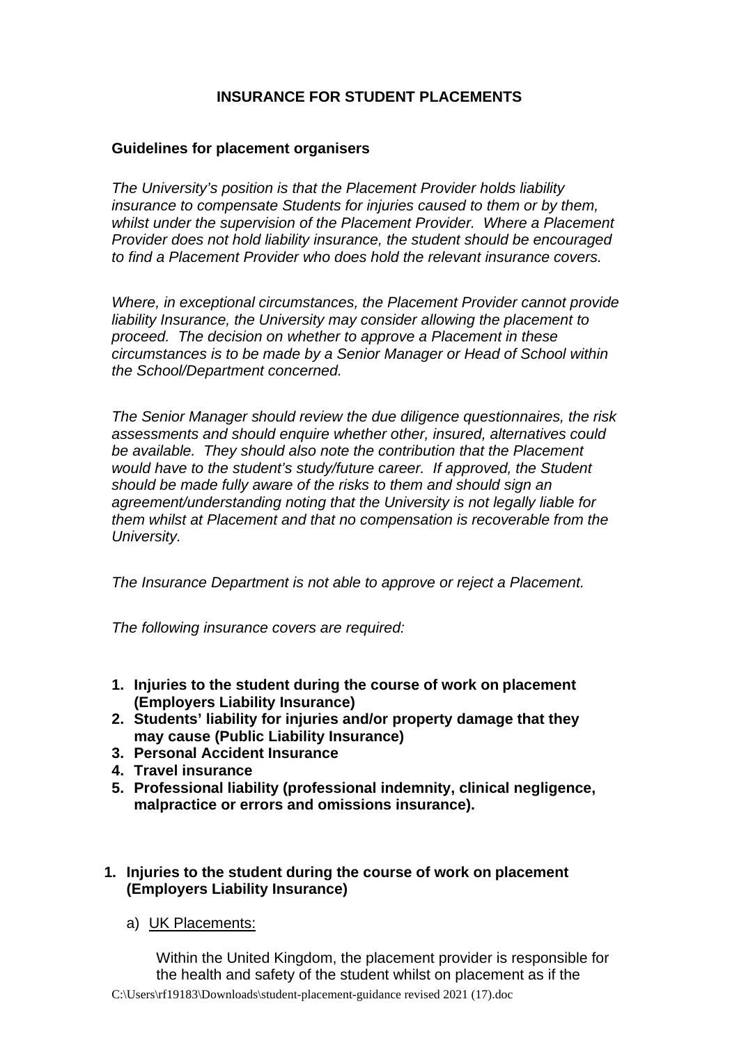# INSURANCE FOR STUDENT PLACEMENTS

## Guidelines for placement organisers

*The University's position is that the Placement Provider holds liability insurance to compensate Students for injuries caused to them or by them, whilst under the supervision of the Placement Provider. Where a Placement Provider does not hold liability insurance, the student should be encouraged to find a Placement Provider who does hold the relevant insurance covers.*

*Where, in exceptional circumstances, the Placement Provider cannot provide liability Insurance, the University may consider allowing the placement to proceed. The decision on whether to approve a Placement in these circumstances is to be made by a Senior Manager or Head of School within the School/Department concerned.*

*The Senior Manager should review the due diligence questionnaires, the risk assessments and should enquire whether other, insured, alternatives could be available. They should also note the contribution that the Placement would have to the student's study/future career. If approved, the Student should be made fully aware of the risks to them and should sign an agreement/understanding noting that the University is not legally liable for them whilst at Placement and that no compensation is recoverable from the University.*

*The Insurance Department is not able to approve or reject a Placement.*

*The following insurance covers are required:*

1. **Injuries to the student during the course of work on placement (Employers Liability Insurance)**
2. **Students' liability for injuries and/or property damage that they may cause (Public Liability Insurance)**
3. **Personal Accident Insurance**
4. **Travel insurance**
5. **Professional liability (professional indemnity, clinical negligence, malpractice or errors and omissions insurance).**

### 1. Injuries to the student during the course of work on placement (Employers Liability Insurance)

a) UK Placements:

Within the United Kingdom, the placement provider is responsible for the health and safety of the student whilst on placement as if the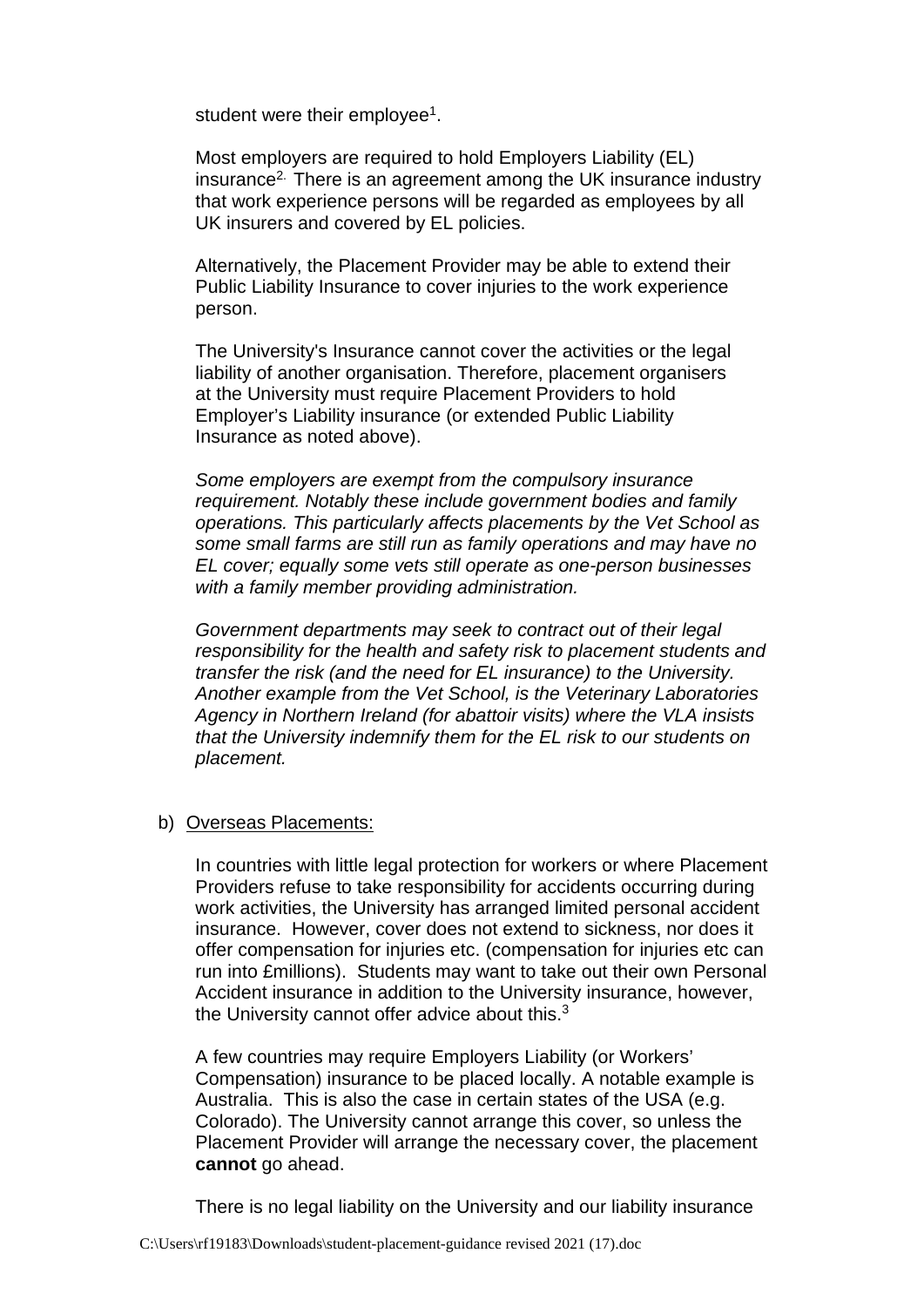student were their employee[1].

Most employers are required to hold Employers Liability (EL) insurance[2]. There is an agreement among the UK insurance industry that work experience persons will be regarded as employees by all UK insurers and covered by EL policies.

Alternatively, the Placement Provider may be able to extend their Public Liability Insurance to cover injuries to the work experience person.

The University's Insurance cannot cover the activities or the legal liability of another organisation. Therefore, placement organisers at the University must require Placement Providers to hold Employer's Liability insurance (or extended Public Liability Insurance as noted above).

*Some employers are exempt from the compulsory insurance requirement. Notably these include government bodies and family operations. This particularly affects placements by the Vet School as some small farms are still run as family operations and may have no EL cover; equally some vets still operate as one-person businesses with a family member providing administration.*

*Government departments may seek to contract out of their legal responsibility for the health and safety risk to placement students and transfer the risk (and the need for EL insurance) to the University. Another example from the Vet School, is the Veterinary Laboratories Agency in Northern Ireland (for abattoir visits) where the VLA insists that the University indemnify them for the EL risk to our students on placement.*

b) Overseas Placements:

In countries with little legal protection for workers or where Placement Providers refuse to take responsibility for accidents occurring during work activities, the University has arranged limited personal accident insurance. However, cover does not extend to sickness, nor does it offer compensation for injuries etc. (compensation for injuries etc can run into £millions). Students may want to take out their own Personal Accident insurance in addition to the University insurance, however, the University cannot offer advice about this.[3]

A few countries may require Employers Liability (or Workers' Compensation) insurance to be placed locally. A notable example is Australia. This is also the case in certain states of the USA (e.g. Colorado). The University cannot arrange this cover, so unless the Placement Provider will arrange the necessary cover, the placement **cannot** go ahead.

There is no legal liability on the University and our liability insurance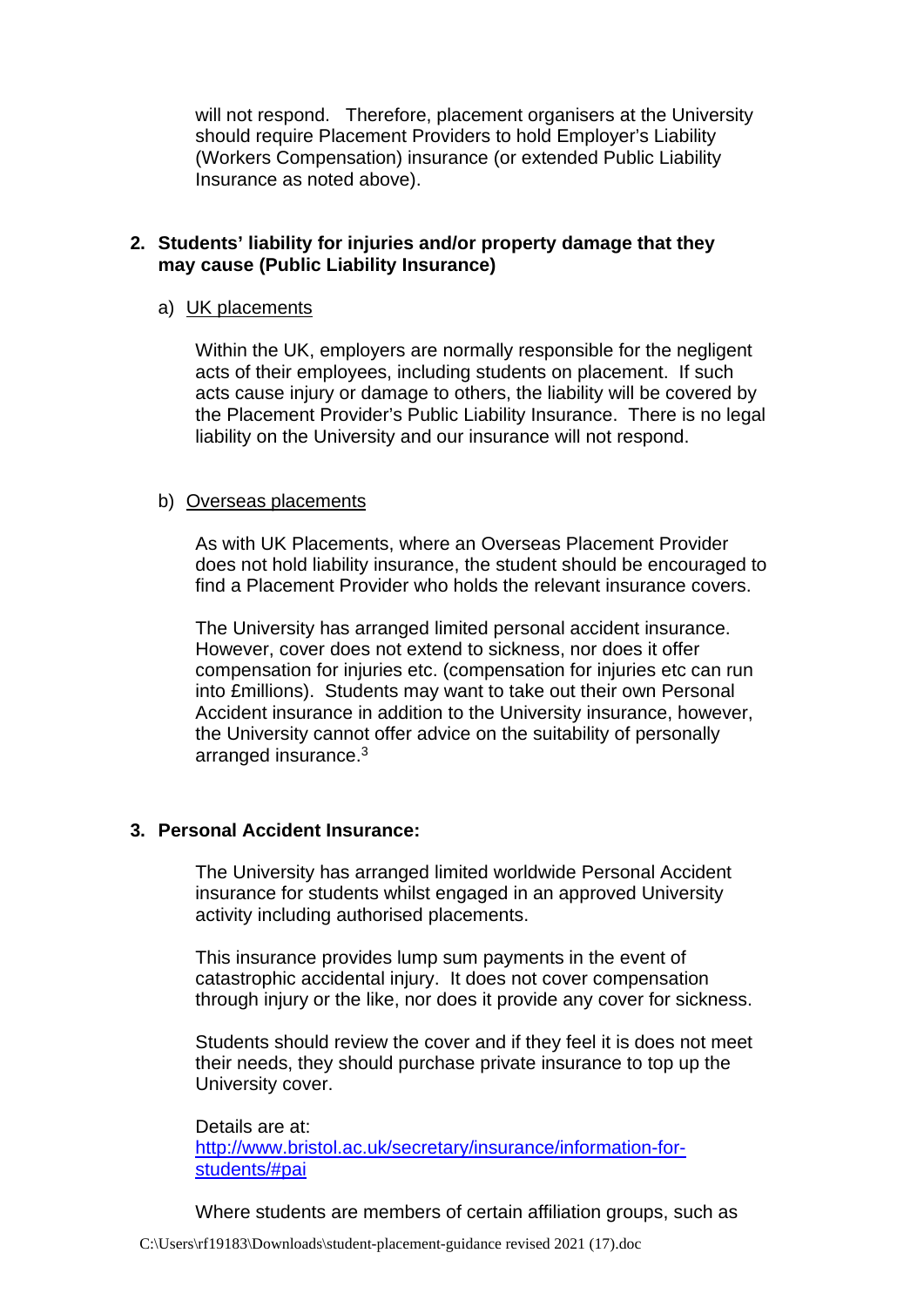will not respond. Therefore, placement organisers at the University should require Placement Providers to hold Employer's Liability (Workers Compensation) insurance (or extended Public Liability Insurance as noted above).

## 2. Students' liability for injuries and/or property damage that they may cause (Public Liability Insurance)

a) UK placements

Within the UK, employers are normally responsible for the negligent acts of their employees, including students on placement. If such acts cause injury or damage to others, the liability will be covered by the Placement Provider's Public Liability Insurance. There is no legal liability on the University and our insurance will not respond.

b) Overseas placements

As with UK Placements, where an Overseas Placement Provider does not hold liability insurance, the student should be encouraged to find a Placement Provider who holds the relevant insurance covers.

The University has arranged limited personal accident insurance. However, cover does not extend to sickness, nor does it offer compensation for injuries etc. (compensation for injuries etc can run into £millions). Students may want to take out their own Personal Accident insurance in addition to the University insurance, however, the University cannot offer advice on the suitability of personally arranged insurance.[3]

## 3. Personal Accident Insurance:

The University has arranged limited worldwide Personal Accident insurance for students whilst engaged in an approved University activity including authorised placements.

This insurance provides lump sum payments in the event of catastrophic accidental injury. It does not cover compensation through injury or the like, nor does it provide any cover for sickness.

Students should review the cover and if they feel it is does not meet their needs, they should purchase private insurance to top up the University cover.

Details are at:
[http://www.bristol.ac.uk/secretary/insurance/information-for-students/#pai](http://www.bristol.ac.uk/secretary/insurance/information-for-students/#pai)

Where students are members of certain affiliation groups, such as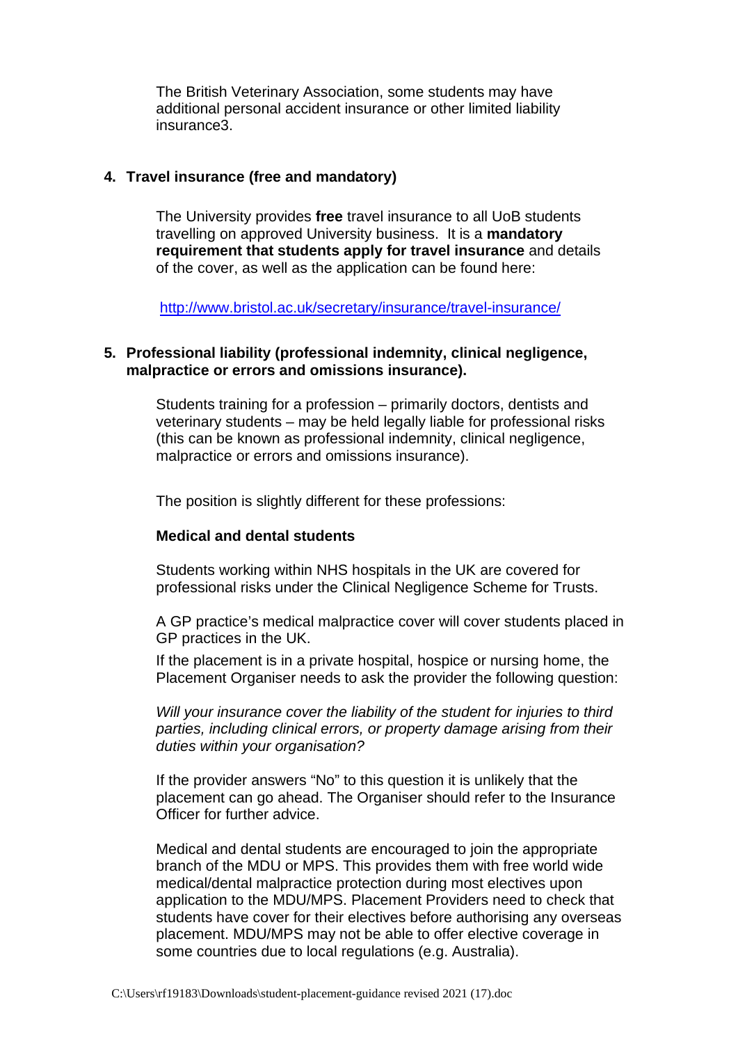The British Veterinary Association, some students may have additional personal accident insurance or other limited liability insurance3.

## 4. Travel insurance (free and mandatory)

The University provides **free** travel insurance to all UoB students travelling on approved University business. It is a **mandatory requirement that students apply for travel insurance** and details of the cover, as well as the application can be found here:

http://www.bristol.ac.uk/secretary/insurance/travel-insurance/

## 5. Professional liability (professional indemnity, clinical negligence, malpractice or errors and omissions insurance).

Students training for a profession – primarily doctors, dentists and veterinary students – may be held legally liable for professional risks (this can be known as professional indemnity, clinical negligence, malpractice or errors and omissions insurance).

The position is slightly different for these professions:

### Medical and dental students

Students working within NHS hospitals in the UK are covered for professional risks under the Clinical Negligence Scheme for Trusts.

A GP practice's medical malpractice cover will cover students placed in GP practices in the UK.

If the placement is in a private hospital, hospice or nursing home, the Placement Organiser needs to ask the provider the following question:

*Will your insurance cover the liability of the student for injuries to third parties, including clinical errors, or property damage arising from their duties within your organisation?*

If the provider answers "No" to this question it is unlikely that the placement can go ahead. The Organiser should refer to the Insurance Officer for further advice.

Medical and dental students are encouraged to join the appropriate branch of the MDU or MPS. This provides them with free world wide medical/dental malpractice protection during most electives upon application to the MDU/MPS. Placement Providers need to check that students have cover for their electives before authorising any overseas placement. MDU/MPS may not be able to offer elective coverage in some countries due to local regulations (e.g. Australia).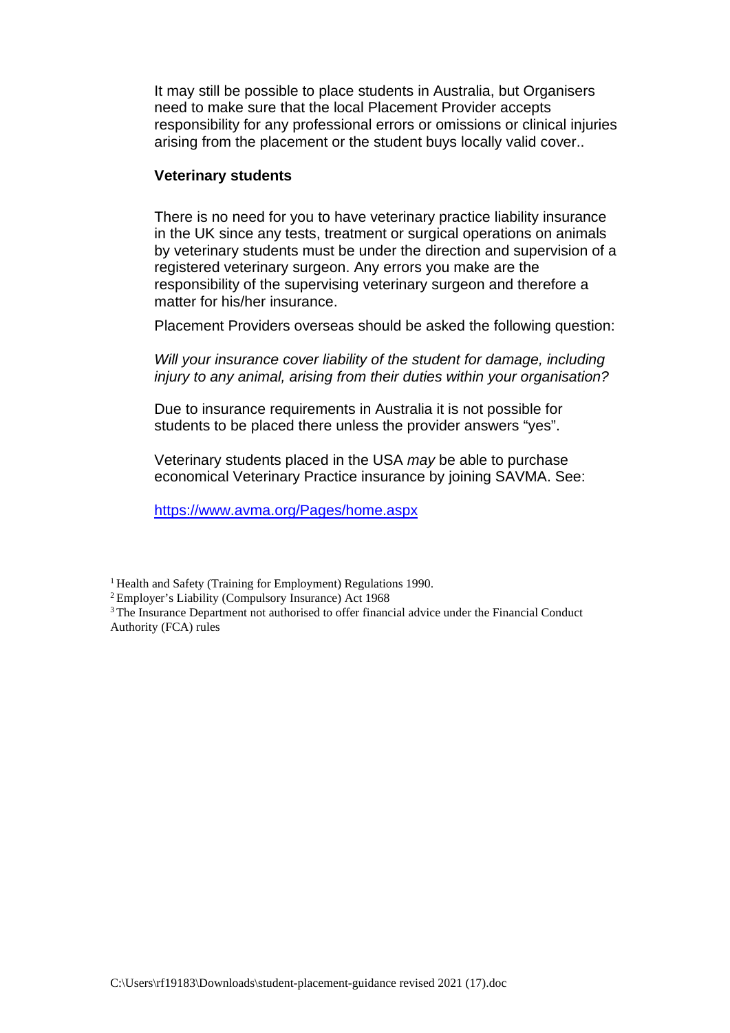It may still be possible to place students in Australia, but Organisers need to make sure that the local Placement Provider accepts responsibility for any professional errors or omissions or clinical injuries arising from the placement or the student buys locally valid cover..

**Veterinary students**

There is no need for you to have veterinary practice liability insurance in the UK since any tests, treatment or surgical operations on animals by veterinary students must be under the direction and supervision of a registered veterinary surgeon. Any errors you make are the responsibility of the supervising veterinary surgeon and therefore a matter for his/her insurance.

Placement Providers overseas should be asked the following question:

*Will your insurance cover liability of the student for damage, including injury to any animal, arising from their duties within your organisation?*

Due to insurance requirements in Australia it is not possible for students to be placed there unless the provider answers “yes”.

Veterinary students placed in the USA *may* be able to purchase economical Veterinary Practice insurance by joining SAVMA. See:

https://www.avma.org/Pages/home.aspx

[1] Health and Safety (Training for Employment) Regulations 1990.

[2] Employer’s Liability (Compulsory Insurance) Act 1968

[3] The Insurance Department not authorised to offer financial advice under the Financial Conduct Authority (FCA) rules